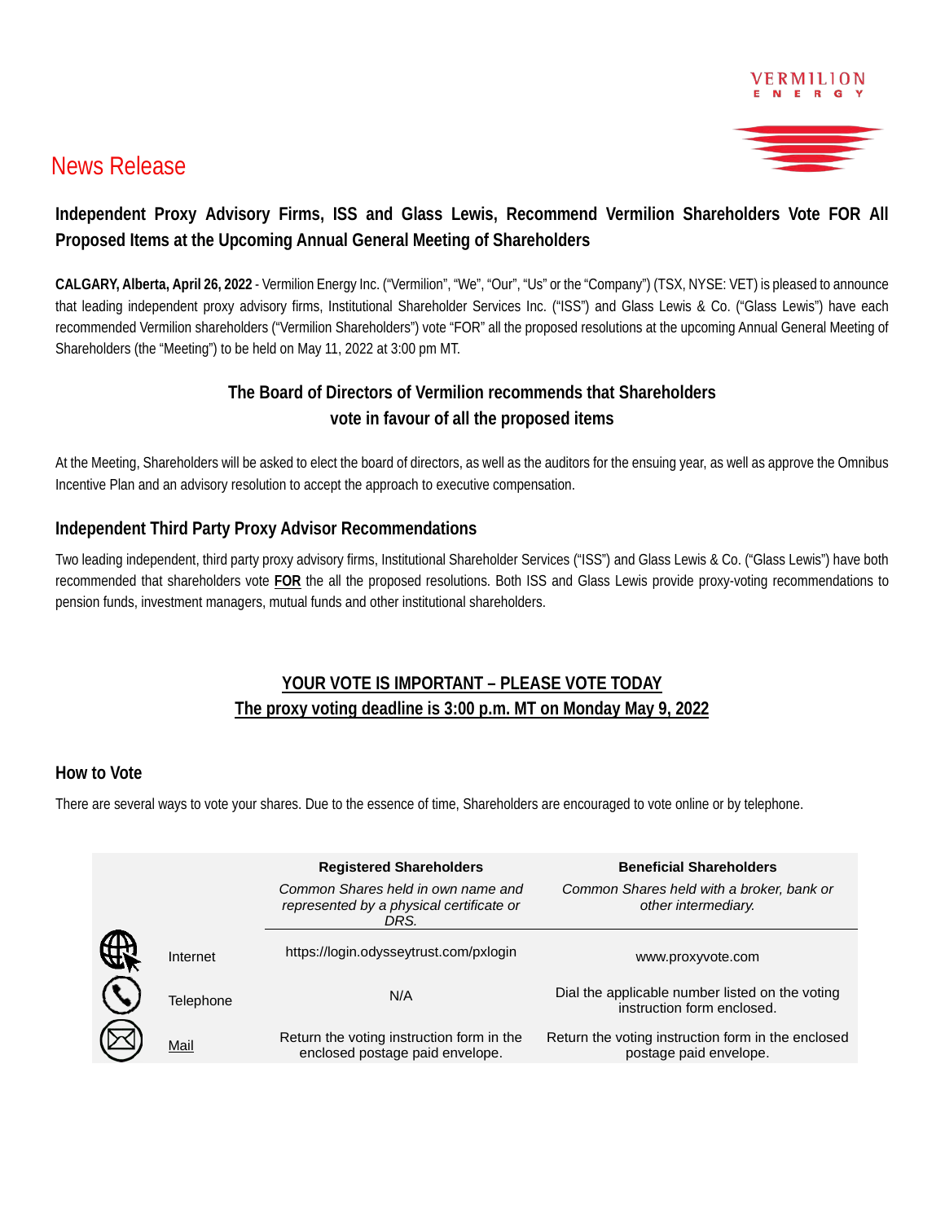News Release

## Independent Proxy Advisory Firms, ISS and Glass Lewis, Recommend Vermilion Shareholders Vote FOR All Proposed Items at the Upcoming Annual General Meeting of Shareholders

**CALGARY, Alberta, April 26, 2022** - Vermilion Energy Inc. ("Vermilion", "We", "Our", "Us" or the "Company") (TSX, NYSE: VET) is pleased to announce that leading independent proxy advisory firms, Institutional Shareholder Services Inc. ("ISS") and Glass Lewis & Co. ("Glass Lewis") have each recommended Vermilion shareholders ("Vermilion Shareholders") vote "FOR" all the proposed resolutions at the upcoming Annual General Meeting of Shareholders (the "Meeting") to be held on May 11, 2022 at 3:00 pm MT.

**The Board of Directors of Vermilion recommends that Shareholders vote in favour of all the proposed items**

At the Meeting, Shareholders will be asked to elect the board of directors, as well as the auditors for the ensuing year, as well as approve the Omnibus Incentive Plan and an advisory resolution to accept the approach to executive compensation.

### Independent Third Party Proxy Advisor Recommendations

Two leading independent, third party proxy advisory firms, Institutional Shareholder Services ("ISS") and Glass Lewis & Co. ("Glass Lewis") have both recommended that shareholders vote **FOR** the all the proposed resolutions. Both ISS and Glass Lewis provide proxy-voting recommendations to pension funds, investment managers, mutual funds and other institutional shareholders.

**YOUR VOTE IS IMPORTANT – PLEASE VOTE TODAY**

**The proxy voting deadline is 3:00 p.m. MT on Monday May 9, 2022**

### How to Vote

There are several ways to vote your shares. Due to the essence of time, Shareholders are encouraged to vote online or by telephone.

| | **Registered Shareholders**<br>*Common Shares held in own name and represented by a physical certificate or DRS.* | **Beneficial Shareholders**<br>*Common Shares held with a broker, bank or other intermediary.* |
|---|---|---|
| Internet | https://login.odysseytrust.com/pxlogin | www.proxyvote.com |
| Telephone | N/A | Dial the applicable number listed on the voting instruction form enclosed. |
| Mail | Return the voting instruction form in the enclosed postage paid envelope. | Return the voting instruction form in the enclosed postage paid envelope. |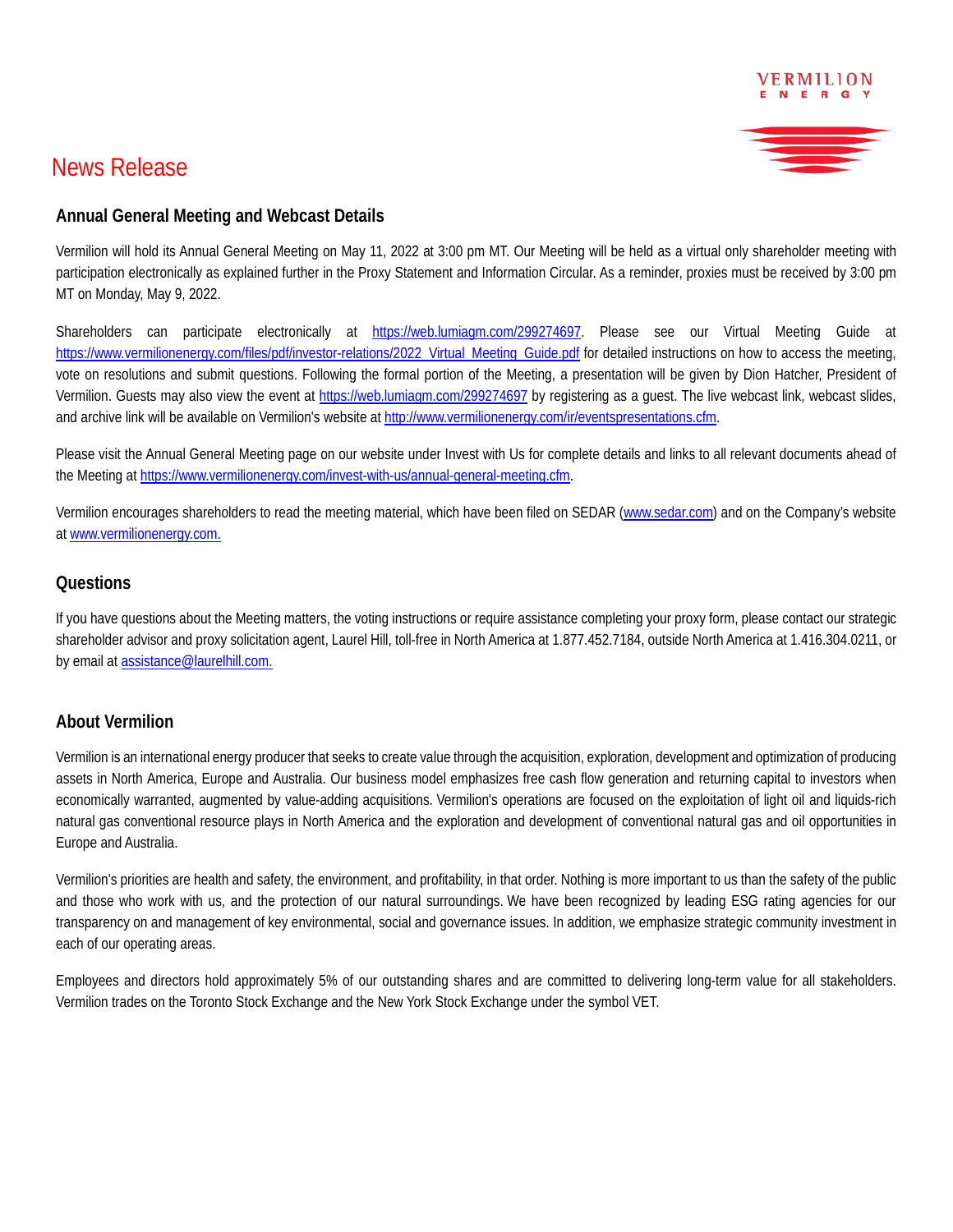News Release

## Annual General Meeting and Webcast Details

Vermilion will hold its Annual General Meeting on May 11, 2022 at 3:00 pm MT. Our Meeting will be held as a virtual only shareholder meeting with participation electronically as explained further in the Proxy Statement and Information Circular. As a reminder, proxies must be received by 3:00 pm MT on Monday, May 9, 2022.

Shareholders can participate electronically at https://web.lumiagm.com/299274697. Please see our Virtual Meeting Guide at https://www.vermilionenergy.com/files/pdf/investor-relations/2022_Virtual_Meeting_Guide.pdf for detailed instructions on how to access the meeting, vote on resolutions and submit questions. Following the formal portion of the Meeting, a presentation will be given by Dion Hatcher, President of Vermilion. Guests may also view the event at https://web.lumiagm.com/299274697 by registering as a guest. The live webcast link, webcast slides, and archive link will be available on Vermilion's website at http://www.vermilionenergy.com/ir/eventspresentations.cfm.

Please visit the Annual General Meeting page on our website under Invest with Us for complete details and links to all relevant documents ahead of the Meeting at https://www.vermilionenergy.com/invest-with-us/annual-general-meeting.cfm.

Vermilion encourages shareholders to read the meeting material, which have been filed on SEDAR (www.sedar.com) and on the Company's website at www.vermilionenergy.com.

## Questions

If you have questions about the Meeting matters, the voting instructions or require assistance completing your proxy form, please contact our strategic shareholder advisor and proxy solicitation agent, Laurel Hill, toll-free in North America at 1.877.452.7184, outside North America at 1.416.304.0211, or by email at assistance@laurelhill.com.

## About Vermilion

Vermilion is an international energy producer that seeks to create value through the acquisition, exploration, development and optimization of producing assets in North America, Europe and Australia. Our business model emphasizes free cash flow generation and returning capital to investors when economically warranted, augmented by value-adding acquisitions. Vermilion's operations are focused on the exploitation of light oil and liquids-rich natural gas conventional resource plays in North America and the exploration and development of conventional natural gas and oil opportunities in Europe and Australia.

Vermilion's priorities are health and safety, the environment, and profitability, in that order. Nothing is more important to us than the safety of the public and those who work with us, and the protection of our natural surroundings. We have been recognized by leading ESG rating agencies for our transparency on and management of key environmental, social and governance issues. In addition, we emphasize strategic community investment in each of our operating areas.

Employees and directors hold approximately 5% of our outstanding shares and are committed to delivering long-term value for all stakeholders. Vermilion trades on the Toronto Stock Exchange and the New York Stock Exchange under the symbol VET.